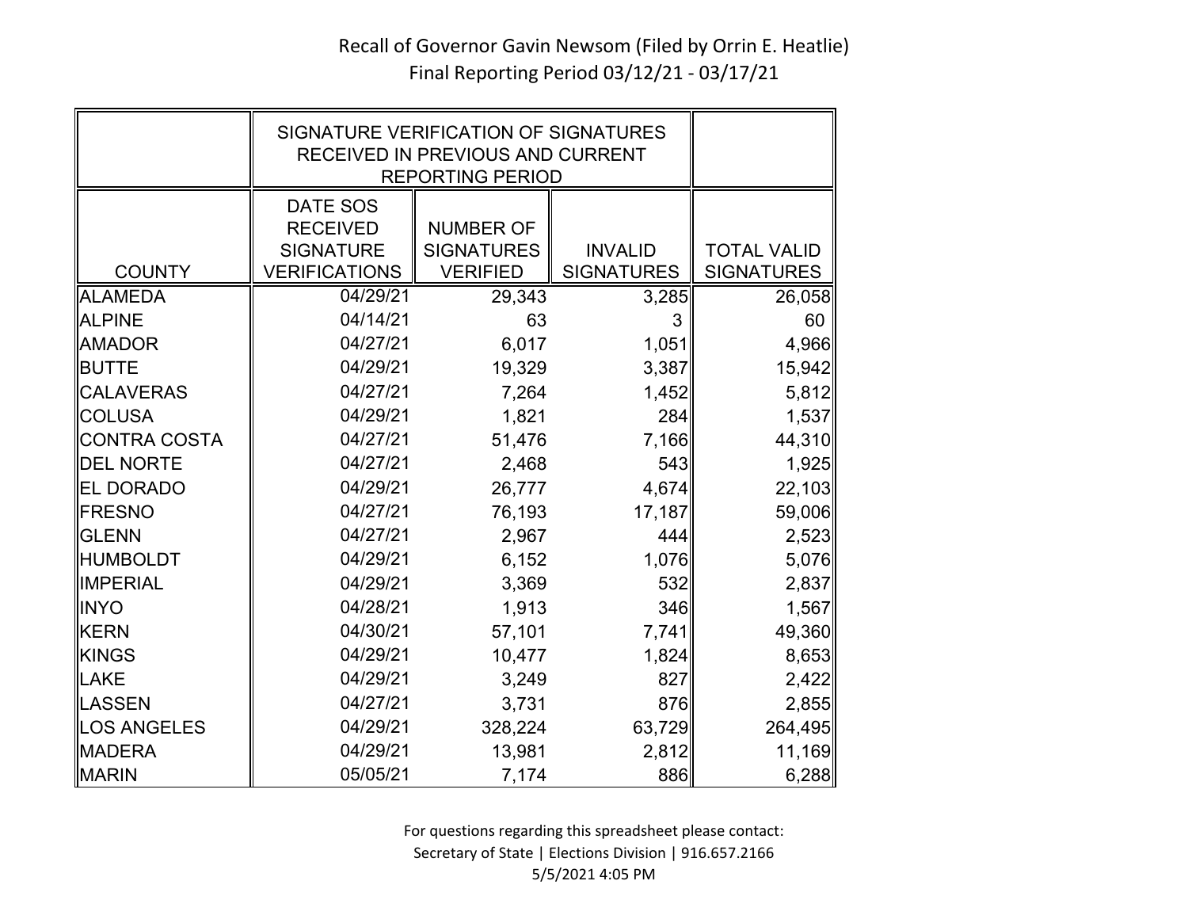# Recall of Governor Gavin Newsom (Filed by Orrin E. Heatlie)

Final Reporting Period 03/12/21 - 03/17/21

| | SIGNATURE VERIFICATION OF SIGNATURES RECEIVED IN PREVIOUS AND CURRENT REPORTING PERIOD | | | |
|---|---|---|---|---|
| COUNTY | DATE SOS RECEIVED SIGNATURE VERIFICATIONS | NUMBER OF SIGNATURES VERIFIED | INVALID SIGNATURES | TOTAL VALID SIGNATURES |
| ALAMEDA | 04/29/21 | 29,343 | 3,285 | 26,058 |
| ALPINE | 04/14/21 | 63 | 3 | 60 |
| AMADOR | 04/27/21 | 6,017 | 1,051 | 4,966 |
| BUTTE | 04/29/21 | 19,329 | 3,387 | 15,942 |
| CALAVERAS | 04/27/21 | 7,264 | 1,452 | 5,812 |
| COLUSA | 04/29/21 | 1,821 | 284 | 1,537 |
| CONTRA COSTA | 04/27/21 | 51,476 | 7,166 | 44,310 |
| DEL NORTE | 04/27/21 | 2,468 | 543 | 1,925 |
| EL DORADO | 04/29/21 | 26,777 | 4,674 | 22,103 |
| FRESNO | 04/27/21 | 76,193 | 17,187 | 59,006 |
| GLENN | 04/27/21 | 2,967 | 444 | 2,523 |
| HUMBOLDT | 04/29/21 | 6,152 | 1,076 | 5,076 |
| IMPERIAL | 04/29/21 | 3,369 | 532 | 2,837 |
| INYO | 04/28/21 | 1,913 | 346 | 1,567 |
| KERN | 04/30/21 | 57,101 | 7,741 | 49,360 |
| KINGS | 04/29/21 | 10,477 | 1,824 | 8,653 |
| LAKE | 04/29/21 | 3,249 | 827 | 2,422 |
| LASSEN | 04/27/21 | 3,731 | 876 | 2,855 |
| LOS ANGELES | 04/29/21 | 328,224 | 63,729 | 264,495 |
| MADERA | 04/29/21 | 13,981 | 2,812 | 11,169 |
| MARIN | 05/05/21 | 7,174 | 886 | 6,288 |

For questions regarding this spreadsheet please contact:
Secretary of State | Elections Division | 916.657.2166
5/5/2021 4:05 PM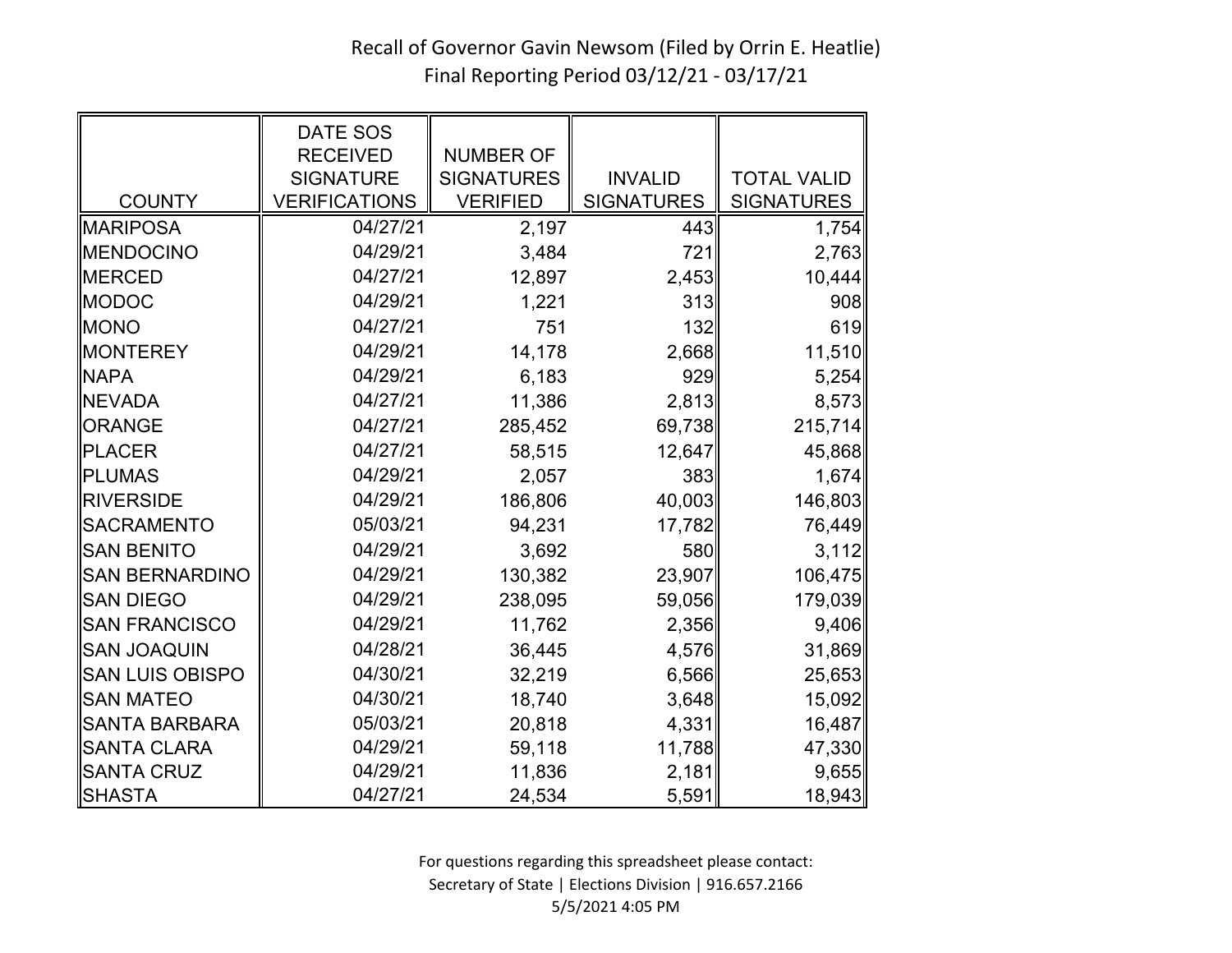Recall of Governor Gavin Newsom (Filed by Orrin E. Heatlie)
Final Reporting Period 03/12/21 - 03/17/21

| COUNTY | DATE SOS RECEIVED SIGNATURE VERIFICATIONS | NUMBER OF SIGNATURES VERIFIED | INVALID SIGNATURES | TOTAL VALID SIGNATURES |
|---|---|---|---|---|
| MARIPOSA | 04/27/21 | 2,197 | 443 | 1,754 |
| MENDOCINO | 04/29/21 | 3,484 | 721 | 2,763 |
| MERCED | 04/27/21 | 12,897 | 2,453 | 10,444 |
| MODOC | 04/29/21 | 1,221 | 313 | 908 |
| MONO | 04/27/21 | 751 | 132 | 619 |
| MONTEREY | 04/29/21 | 14,178 | 2,668 | 11,510 |
| NAPA | 04/29/21 | 6,183 | 929 | 5,254 |
| NEVADA | 04/27/21 | 11,386 | 2,813 | 8,573 |
| ORANGE | 04/27/21 | 285,452 | 69,738 | 215,714 |
| PLACER | 04/27/21 | 58,515 | 12,647 | 45,868 |
| PLUMAS | 04/29/21 | 2,057 | 383 | 1,674 |
| RIVERSIDE | 04/29/21 | 186,806 | 40,003 | 146,803 |
| SACRAMENTO | 05/03/21 | 94,231 | 17,782 | 76,449 |
| SAN BENITO | 04/29/21 | 3,692 | 580 | 3,112 |
| SAN BERNARDINO | 04/29/21 | 130,382 | 23,907 | 106,475 |
| SAN DIEGO | 04/29/21 | 238,095 | 59,056 | 179,039 |
| SAN FRANCISCO | 04/29/21 | 11,762 | 2,356 | 9,406 |
| SAN JOAQUIN | 04/28/21 | 36,445 | 4,576 | 31,869 |
| SAN LUIS OBISPO | 04/30/21 | 32,219 | 6,566 | 25,653 |
| SAN MATEO | 04/30/21 | 18,740 | 3,648 | 15,092 |
| SANTA BARBARA | 05/03/21 | 20,818 | 4,331 | 16,487 |
| SANTA CLARA | 04/29/21 | 59,118 | 11,788 | 47,330 |
| SANTA CRUZ | 04/29/21 | 11,836 | 2,181 | 9,655 |
| SHASTA | 04/27/21 | 24,534 | 5,591 | 18,943 |

For questions regarding this spreadsheet please contact:
Secretary of State | Elections Division | 916.657.2166
5/5/2021 4:05 PM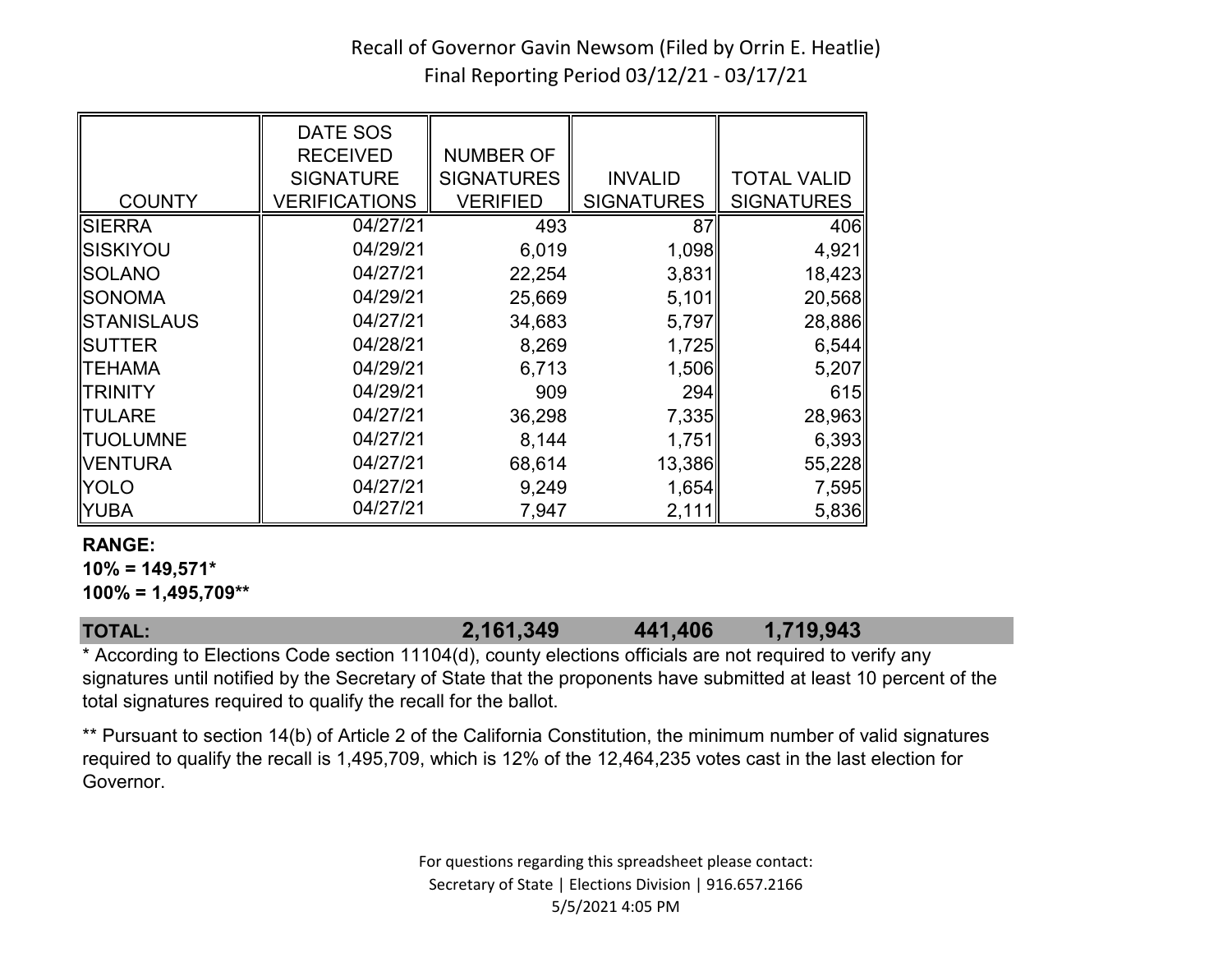Recall of Governor Gavin Newsom (Filed by Orrin E. Heatlie)
Final Reporting Period 03/12/21 - 03/17/21

| COUNTY | DATE SOS RECEIVED SIGNATURE VERIFICATIONS | NUMBER OF SIGNATURES VERIFIED | INVALID SIGNATURES | TOTAL VALID SIGNATURES |
|---|---|---|---|---|
| SIERRA | 04/27/21 | 493 | 87 | 406 |
| SISKIYOU | 04/29/21 | 6,019 | 1,098 | 4,921 |
| SOLANO | 04/27/21 | 22,254 | 3,831 | 18,423 |
| SONOMA | 04/29/21 | 25,669 | 5,101 | 20,568 |
| STANISLAUS | 04/27/21 | 34,683 | 5,797 | 28,886 |
| SUTTER | 04/28/21 | 8,269 | 1,725 | 6,544 |
| TEHAMA | 04/29/21 | 6,713 | 1,506 | 5,207 |
| TRINITY | 04/29/21 | 909 | 294 | 615 |
| TULARE | 04/27/21 | 36,298 | 7,335 | 28,963 |
| TUOLUMNE | 04/27/21 | 8,144 | 1,751 | 6,393 |
| VENTURA | 04/27/21 | 68,614 | 13,386 | 55,228 |
| YOLO | 04/27/21 | 9,249 | 1,654 | 7,595 |
| YUBA | 04/27/21 | 7,947 | 2,111 | 5,836 |

**RANGE:**
**10% = 149,571***
**100% = 1,495,709****

| **TOTAL:** | | **2,161,349** | **441,406** | **1,719,943** |
|---|---|---|---|---|

* According to Elections Code section 11104(d), county elections officials are not required to verify any signatures until notified by the Secretary of State that the proponents have submitted at least 10 percent of the total signatures required to qualify the recall for the ballot.

** Pursuant to section 14(b) of Article 2 of the California Constitution, the minimum number of valid signatures required to qualify the recall is 1,495,709, which is 12% of the 12,464,235 votes cast in the last election for Governor.

For questions regarding this spreadsheet please contact:
Secretary of State | Elections Division | 916.657.2166
5/5/2021 4:05 PM